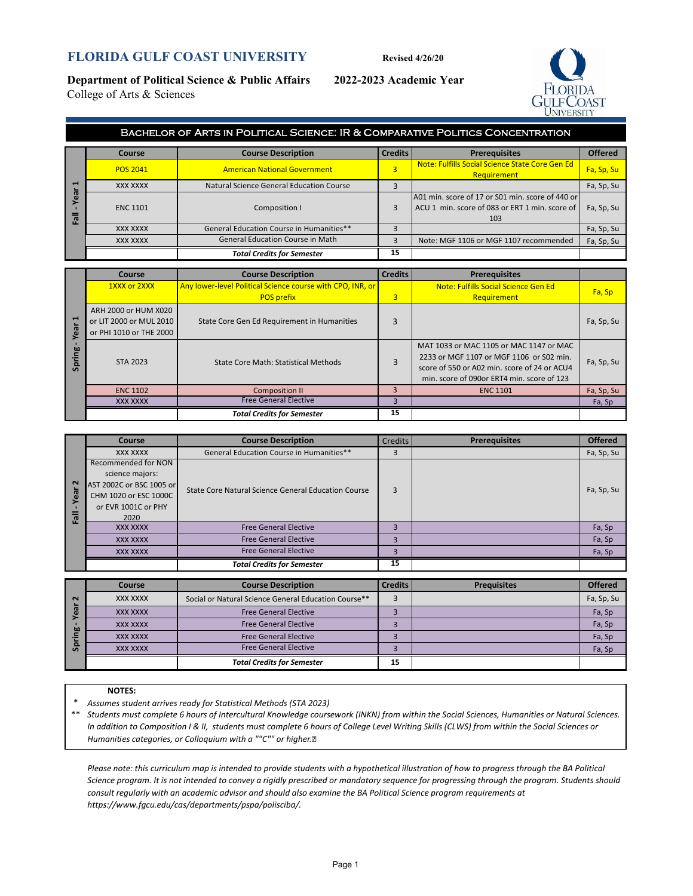# FLORIDA GULF COAST UNIVERSITY

Revised 4/26/20

**Department of Political Science & Public Affairs** **2022-2023 Academic Year**

College of Arts & Sciences

## Bachelor of Arts in Political Science: IR & Comparative Politics Concentration

**Fall - Year 1**

| Course | Course Description | Credits | Prerequisites | Offered |
|---|---|---|---|---|
| POS 2041 | American National Government | 3 | Note: Fulfills Social Science State Core Gen Ed Requirement | Fa, Sp, Su |
| XXX XXXX | Natural Science General Education Course | 3 | | Fa, Sp, Su |
| ENC 1101 | Composition I | 3 | A01 min. score of 17 or S01 min. score of 440 or ACU 1 min. score of 083 or ERT 1 min. score of 103 | Fa, Sp, Su |
| XXX XXXX | General Education Course in Humanities** | 3 | | Fa, Sp, Su |
| XXX XXXX | General Education Course in Math | 3 | Note: MGF 1106 or MGF 1107 recommended | Fa, Sp, Su |
| | ***Total Credits for Semester*** | 15 | | |

**Spring - Year 1**

| Course | Course Description | Credits | Prerequisites | |
|---|---|---|---|---|
| 1XXX or 2XXX | Any lower-level Political Science course with CPO, INR, or POS prefix | 3 | Note: Fulfills Social Science Gen Ed Requirement | Fa, Sp |
| ARH 2000 or HUM X020 or LIT 2000 or MUL 2010 or PHI 1010 or THE 2000 | State Core Gen Ed Requirement in Humanities | 3 | | Fa, Sp, Su |
| STA 2023 | State Core Math: Statistical Methods | 3 | MAT 1033 or MAC 1105 or MAC 1147 or MAC 2233 or MGF 1107 or MGF 1106 or S02 min. score of 550 or A02 min. score of 24 or ACU4 min. score of 090or ERT4 min. score of 123 | Fa, Sp, Su |
| ENC 1102 | Composition II | 3 | ENC 1101 | Fa, Sp, Su |
| XXX XXXX | Free General Elective | 3 | | Fa, Sp |
| | ***Total Credits for Semester*** | 15 | | |

**Fall - Year 2**

| Course | Course Description | Credits | Prerequisites | Offered |
|---|---|---|---|---|
| XXX XXXX | General Education Course in Humanities** | 3 | | Fa, Sp, Su |
| Recommended for NON science majors: AST 2002C or BSC 1005 or CHM 1020 or ESC 1000C or EVR 1001C or PHY 2020 | State Core Natural Science General Education Course | 3 | | Fa, Sp, Su |
| XXX XXXX | Free General Elective | 3 | | Fa, Sp |
| XXX XXXX | Free General Elective | 3 | | Fa, Sp |
| XXX XXXX | Free General Elective | 3 | | Fa, Sp |
| | ***Total Credits for Semester*** | 15 | | |

**Spring - Year 2**

| Course | Course Description | Credits | Prequisites | Offered |
|---|---|---|---|---|
| XXX XXXX | Social or Natural Science General Education Course** | 3 | | Fa, Sp, Su |
| XXX XXXX | Free General Elective | 3 | | Fa, Sp |
| XXX XXXX | Free General Elective | 3 | | Fa, Sp |
| XXX XXXX | Free General Elective | 3 | | Fa, Sp |
| XXX XXXX | Free General Elective | 3 | | Fa, Sp |
| | ***Total Credits for Semester*** | 15 | | |

**NOTES:**

\* *Assumes student arrives ready for Statistical Methods (STA 2023)*

\** *Students must complete 6 hours of Intercultural Knowledge coursework (INKN) from within the Social Sciences, Humanities or Natural Sciences. In addition to Composition I & II, students must complete 6 hours of College Level Writing Skills (CLWS) from within the Social Sciences or Humanities categories, or Colloquium with a ""C"" or higher.*

*Please note: this curriculum map is intended to provide students with a hypothetical illustration of how to progress through the BA Political Science program. It is not intended to convey a rigidly prescribed or mandatory sequence for progressing through the program. Students should consult regularly with an academic advisor and should also examine the BA Political Science program requirements at https://www.fgcu.edu/cas/departments/pspa/polisciba/.*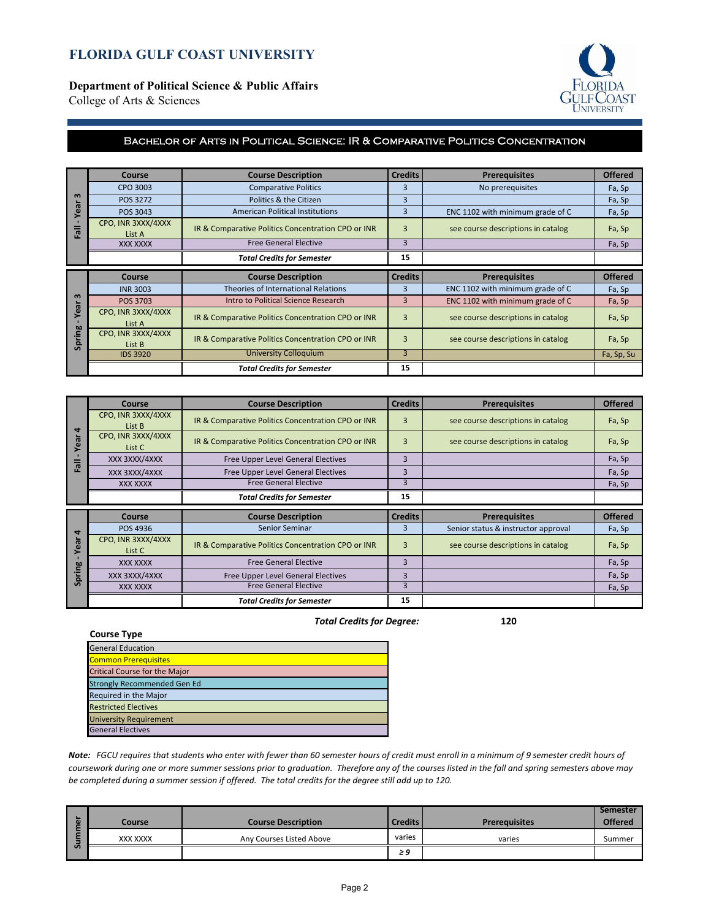# FLORIDA GULF COAST UNIVERSITY

**Department of Political Science & Public Affairs**
College of Arts & Sciences

## Bachelor of Arts in Political Science: IR & Comparative Politics Concentration

| Fall - Year 3 | Course | Course Description | Credits | Prerequisites | Offered |
|---|---|---|---|---|---|
| | CPO 3003 | Comparative Politics | 3 | No prerequisites | Fa, Sp |
| | POS 3272 | Politics & the Citizen | 3 | | Fa, Sp |
| | POS 3043 | American Political Institutions | 3 | ENC 1102 with minimum grade of C | Fa, Sp |
| | CPO, INR 3XXX/4XXX List A | IR & Comparative Politics Concentration CPO or INR | 3 | see course descriptions in catalog | Fa, Sp |
| | XXX XXXX | Free General Elective | 3 | | Fa, Sp |
| | | ***Total Credits for Semester*** | 15 | | |

| Spring - Year 3 | Course | Course Description | Credits | Prerequisites | Offered |
|---|---|---|---|---|---|
| | INR 3003 | Theories of International Relations | 3 | ENC 1102 with minimum grade of C | Fa, Sp |
| | POS 3703 | Intro to Political Science Research | 3 | ENC 1102 with minimum grade of C | Fa, Sp |
| | CPO, INR 3XXX/4XXX List A | IR & Comparative Politics Concentration CPO or INR | 3 | see course descriptions in catalog | Fa, Sp |
| | CPO, INR 3XXX/4XXX List B | IR & Comparative Politics Concentration CPO or INR | 3 | see course descriptions in catalog | Fa, Sp |
| | IDS 3920 | University Colloquium | 3 | | Fa, Sp, Su |
| | | ***Total Credits for Semester*** | 15 | | |

| Fall - Year 4 | Course | Course Description | Credits | Prerequisites | Offered |
|---|---|---|---|---|---|
| | CPO, INR 3XXX/4XXX List B | IR & Comparative Politics Concentration CPO or INR | 3 | see course descriptions in catalog | Fa, Sp |
| | CPO, INR 3XXX/4XXX List C | IR & Comparative Politics Concentration CPO or INR | 3 | see course descriptions in catalog | Fa, Sp |
| | XXX 3XXX/4XXX | Free Upper Level General Electives | 3 | | Fa, Sp |
| | XXX 3XXX/4XXX | Free Upper Level General Electives | 3 | | Fa, Sp |
| | XXX XXXX | Free General Elective | 3 | | Fa, Sp |
| | | ***Total Credits for Semester*** | 15 | | |

| Spring - Year 4 | Course | Course Description | Credits | Prerequisites | Offered |
|---|---|---|---|---|---|
| | POS 4936 | Senior Seminar | 3 | Senior status & instructor approval | Fa, Sp |
| | CPO, INR 3XXX/4XXX List C | IR & Comparative Politics Concentration CPO or INR | 3 | see course descriptions in catalog | Fa, Sp |
| | XXX XXXX | Free General Elective | 3 | | Fa, Sp |
| | XXX 3XXX/4XXX | Free Upper Level General Electives | 3 | | Fa, Sp |
| | XXX XXXX | Free General Elective | 3 | | Fa, Sp |
| | | ***Total Credits for Semester*** | 15 | | |

***Total Credits for Degree:*** **120**

**Course Type**

- General Education
- Common Prerequisites
- Critical Course for the Major
- Strongly Recommended Gen Ed
- Required in the Major
- Restricted Electives
- University Requirement
- General Electives

***Note:*** *FGCU requires that students who enter with fewer than 60 semester hours of credit must enroll in a minimum of 9 semester credit hours of coursework during one or more summer sessions prior to graduation. Therefore any of the courses listed in the fall and spring semesters above may be completed during a summer session if offered. The total credits for the degree still add up to 120.*

| Summer | Course | Course Description | Credits | Prerequisites | Semester Offered |
|---|---|---|---|---|---|
| | XXX XXXX | Any Courses Listed Above | varies | varies | Summer |
| | | | ***≥ 9*** | | |